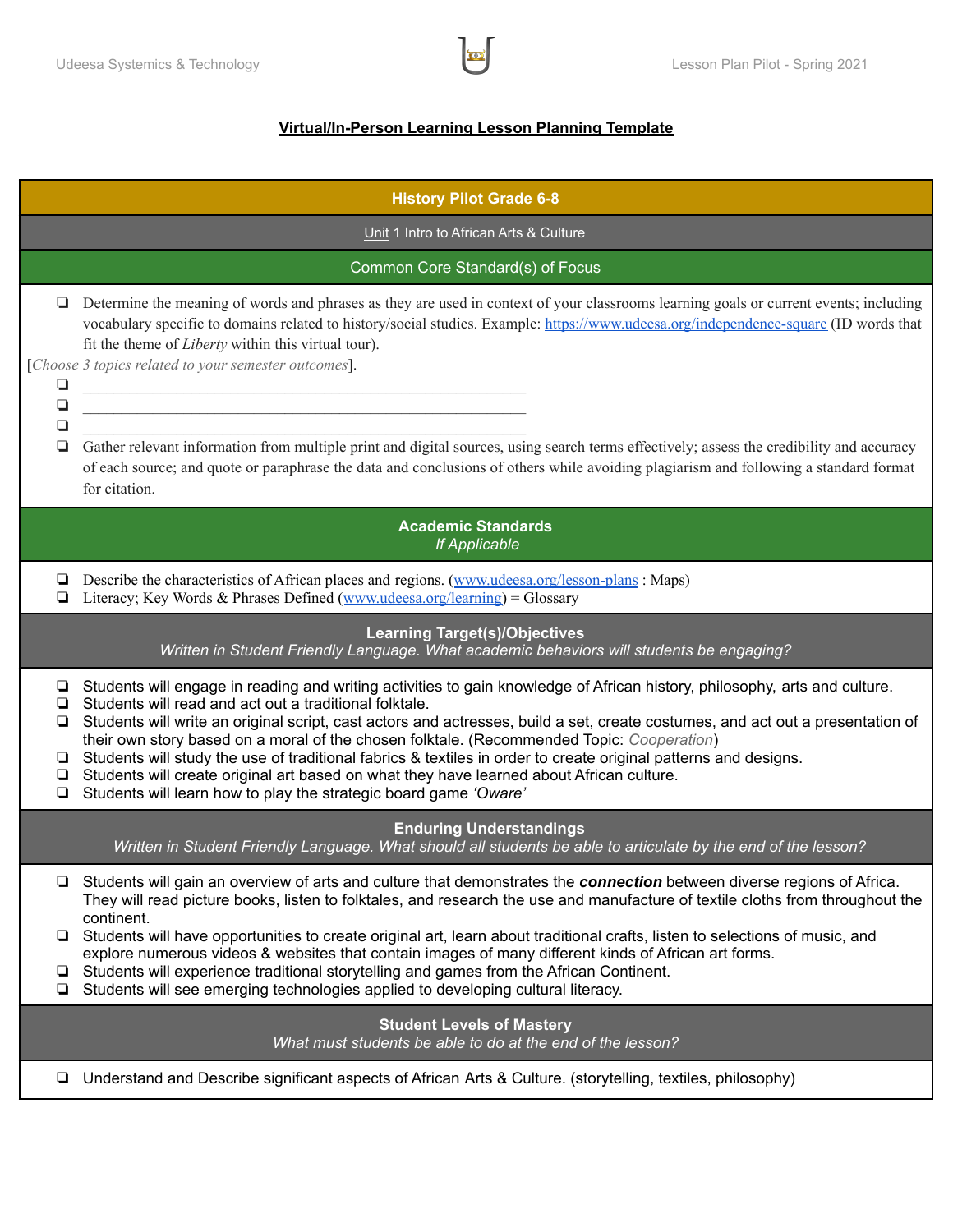# Virtual/In-Person Learning Lesson Planning Template

## History Pilot Grade 6-8

### Unit 1 Intro to African Arts & Culture

### Common Core Standard(s) of Focus

- ❏ Determine the meaning of words and phrases as they are used in context of your classrooms learning goals or current events; including vocabulary specific to domains related to history/social studies. Example: https://www.udeesa.org/independence-square (ID words that fit the theme of *Liberty* within this virtual tour).

[*Choose 3 topics related to your semester outcomes*].

- ❏ ______________________________________________________
- ❏ ______________________________________________________
- ❏ ______________________________________________________
- ❏ Gather relevant information from multiple print and digital sources, using search terms effectively; assess the credibility and accuracy of each source; and quote or paraphrase the data and conclusions of others while avoiding plagiarism and following a standard format for citation.

### Academic Standards
*If Applicable*

- ❏ Describe the characteristics of African places and regions. (www.udeesa.org/lesson-plans : Maps)
- ❏ Literacy; Key Words & Phrases Defined (www.udeesa.org/learning) = Glossary

### Learning Target(s)/Objectives
*Written in Student Friendly Language. What academic behaviors will students be engaging?*

- ❏ Students will engage in reading and writing activities to gain knowledge of African history, philosophy, arts and culture.
- ❏ Students will read and act out a traditional folktale.
- ❏ Students will write an original script, cast actors and actresses, build a set, create costumes, and act out a presentation of their own story based on a moral of the chosen folktale. (Recommended Topic: *Cooperation*)
- ❏ Students will study the use of traditional fabrics & textiles in order to create original patterns and designs.
- ❏ Students will create original art based on what they have learned about African culture.
- ❏ Students will learn how to play the strategic board game *'Oware'*

### Enduring Understandings
*Written in Student Friendly Language. What should all students be able to articulate by the end of the lesson?*

- ❏ Students will gain an overview of arts and culture that demonstrates the ***connection*** between diverse regions of Africa. They will read picture books, listen to folktales, and research the use and manufacture of textile cloths from throughout the continent.
- ❏ Students will have opportunities to create original art, learn about traditional crafts, listen to selections of music, and explore numerous videos & websites that contain images of many different kinds of African art forms.
- ❏ Students will experience traditional storytelling and games from the African Continent.
- ❏ Students will see emerging technologies applied to developing cultural literacy.

### Student Levels of Mastery
*What must students be able to do at the end of the lesson?*

- ❏ Understand and Describe significant aspects of African Arts & Culture. (storytelling, textiles, philosophy)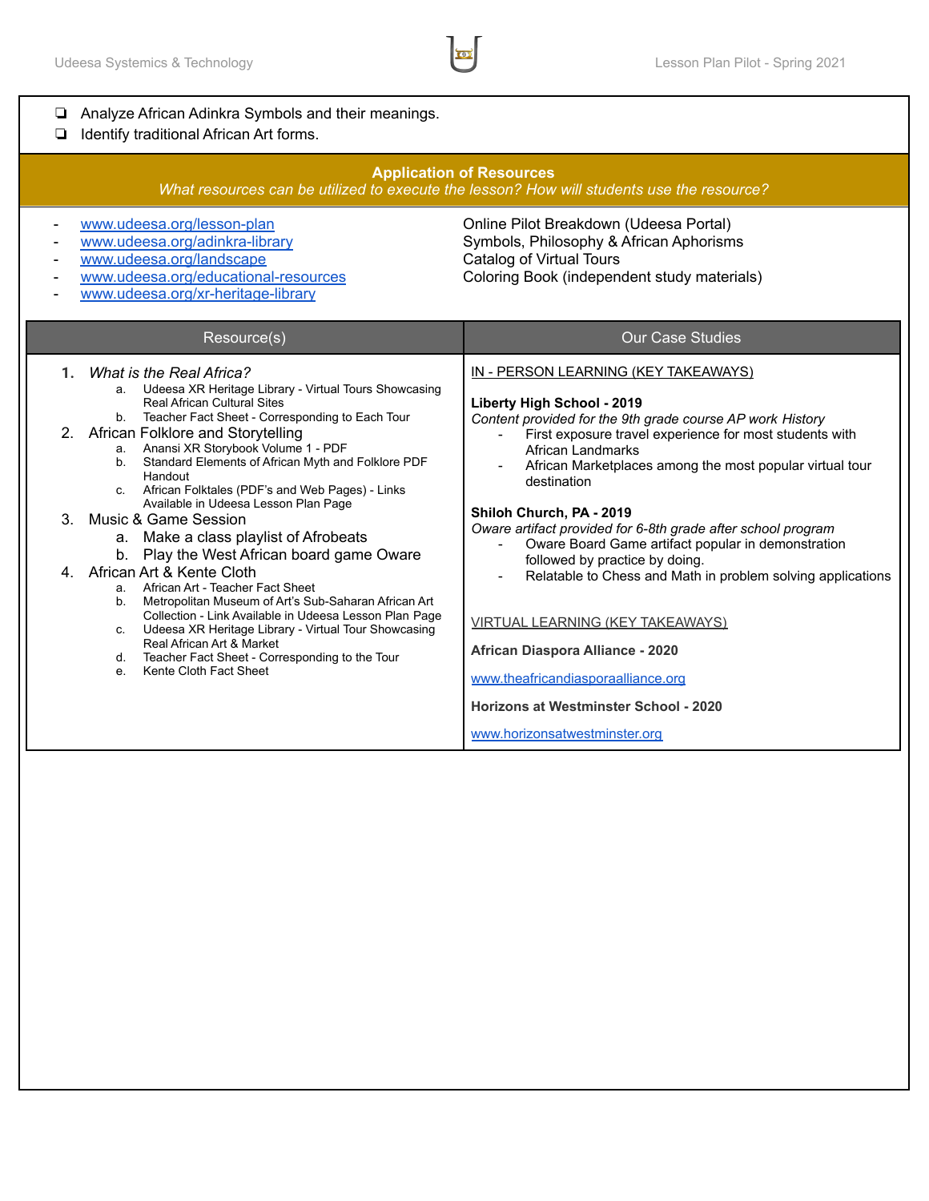- [ ] Analyze African Adinkra Symbols and their meanings.
- [ ] Identify traditional African Art forms.

## Application of Resources

*What resources can be utilized to execute the lesson? How will students use the resource?*

- www.udeesa.org/lesson-plan — Online Pilot Breakdown (Udeesa Portal)
- www.udeesa.org/adinkra-library — Symbols, Philosophy & African Aphorisms
- www.udeesa.org/landscape — Catalog of Virtual Tours
- www.udeesa.org/educational-resources — Coloring Book (independent study materials)
- www.udeesa.org/xr-heritage-library

| Resource(s) | Our Case Studies |
|---|---|
| 1. *What is the Real Africa?*<br>a. Udeesa XR Heritage Library - Virtual Tours Showcasing Real African Cultural Sites<br>b. Teacher Fact Sheet - Corresponding to Each Tour<br>2. African Folklore and Storytelling<br>a. Anansi XR Storybook Volume 1 - PDF<br>b. Standard Elements of African Myth and Folklore PDF Handout<br>c. African Folktales (PDF's and Web Pages) - Links Available in Udeesa Lesson Plan Page<br>3. Music & Game Session<br>a. Make a class playlist of Afrobeats<br>b. Play the West African board game Oware<br>4. African Art & Kente Cloth<br>a. African Art - Teacher Fact Sheet<br>b. Metropolitan Museum of Art's Sub-Saharan African Art Collection - Link Available in Udeesa Lesson Plan Page<br>c. Udeesa XR Heritage Library - Virtual Tour Showcasing Real African Art & Market<br>d. Teacher Fact Sheet - Corresponding to the Tour<br>e. Kente Cloth Fact Sheet | <u>IN - PERSON LEARNING (KEY TAKEAWAYS)</u><br><br>**Liberty High School - 2019**<br>*Content provided for the 9th grade course AP work History*<br>- First exposure travel experience for most students with African Landmarks<br>- African Marketplaces among the most popular virtual tour destination<br><br>**Shiloh Church, PA - 2019**<br>*Oware artifact provided for 6-8th grade after school program*<br>- Oware Board Game artifact popular in demonstration followed by practice by doing.<br>- Relatable to Chess and Math in problem solving applications<br><br><u>VIRTUAL LEARNING (KEY TAKEAWAYS)</u><br><br>**African Diaspora Alliance - 2020**<br>www.theafricandiasporaalliance.org<br><br>**Horizons at Westminster School - 2020**<br>www.horizonsatwestminster.org |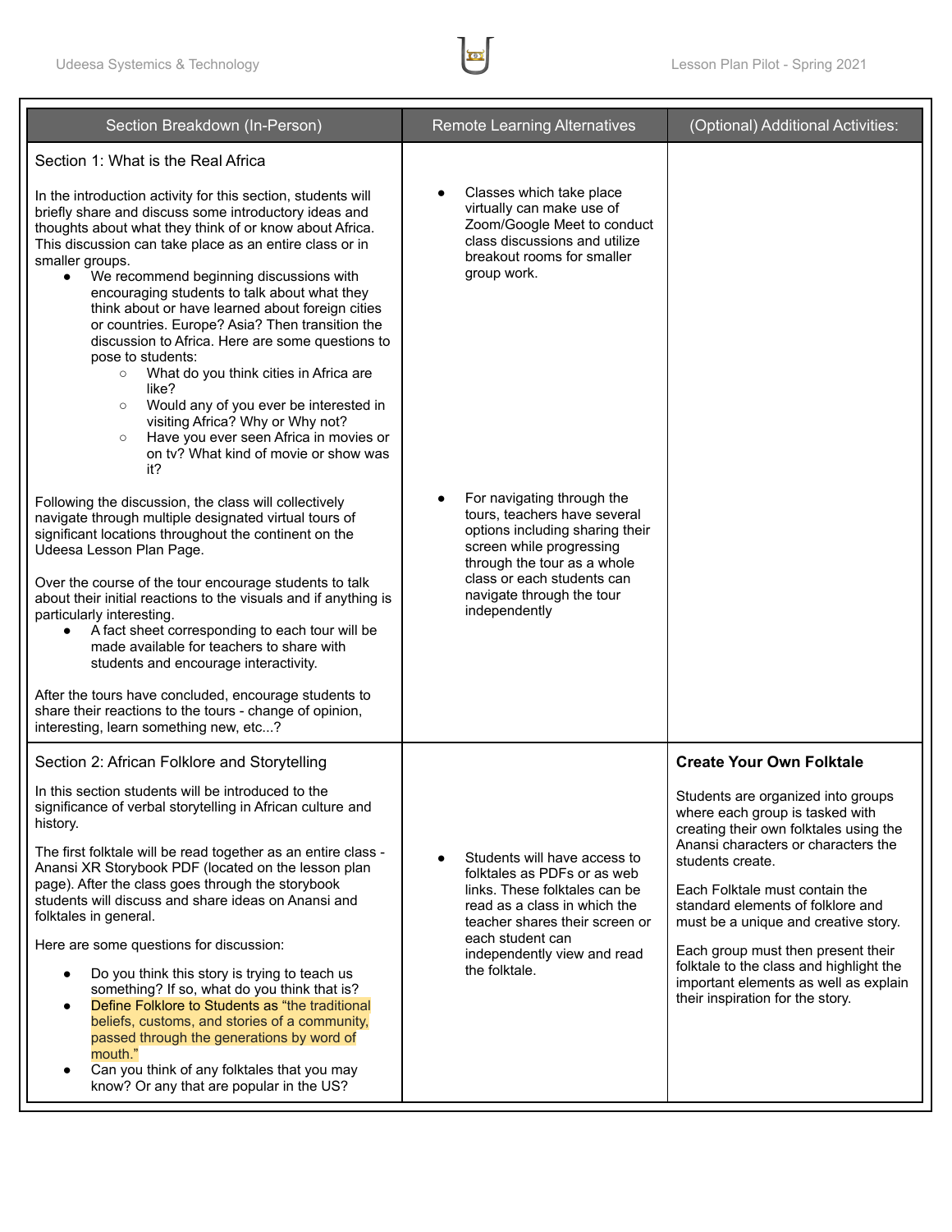| Section Breakdown (In-Person) | Remote Learning Alternatives | (Optional) Additional Activities: |
|---|---|---|
| Section 1: What is the Real Africa<br><br>In the introduction activity for this section, students will briefly share and discuss some introductory ideas and thoughts about what they think of or know about Africa. This discussion can take place as an entire class or in smaller groups.<br>• We recommend beginning discussions with encouraging students to talk about what they think about or have learned about foreign cities or countries. Europe? Asia? Then transition the discussion to Africa. Here are some questions to pose to students:<br>  ○ What do you think cities in Africa are like?<br>  ○ Would any of you ever be interested in visiting Africa? Why or Why not?<br>  ○ Have you ever seen Africa in movies or on tv? What kind of movie or show was it?<br><br>Following the discussion, the class will collectively navigate through multiple designated virtual tours of significant locations throughout the continent on the Udeesa Lesson Plan Page.<br><br>Over the course of the tour encourage students to talk about their initial reactions to the visuals and if anything is particularly interesting.<br>• A fact sheet corresponding to each tour will be made available for teachers to share with students and encourage interactivity.<br><br>After the tours have concluded, encourage students to share their reactions to the tours - change of opinion, interesting, learn something new, etc...? | • Classes which take place virtually can make use of Zoom/Google Meet to conduct class discussions and utilize breakout rooms for smaller group work.<br><br>• For navigating through the tours, teachers have several options including sharing their screen while progressing through the tour as a whole class or each students can navigate through the tour independently | |
| Section 2: African Folklore and Storytelling<br><br>In this section students will be introduced to the significance of verbal storytelling in African culture and history.<br><br>The first folktale will be read together as an entire class - Anansi XR Storybook PDF (located on the lesson plan page). After the class goes through the storybook students will discuss and share ideas on Anansi and folktales in general.<br><br>Here are some questions for discussion:<br>• Do you think this story is trying to teach us something? If so, what do you think that is?<br>• Define Folklore to Students as "the traditional beliefs, customs, and stories of a community, passed through the generations by word of mouth."<br>• Can you think of any folktales that you may know? Or any that are popular in the US? | • Students will have access to folktales as PDFs or as web links. These folktales can be read as a class in which the teacher shares their screen or each student can independently view and read the folktale. | **Create Your Own Folktale**<br><br>Students are organized into groups where each group is tasked with creating their own folktales using the Anansi characters or characters the students create.<br><br>Each Folktale must contain the standard elements of folklore and must be a unique and creative story.<br><br>Each group must then present their folktale to the class and highlight the important elements as well as explain their inspiration for the story. |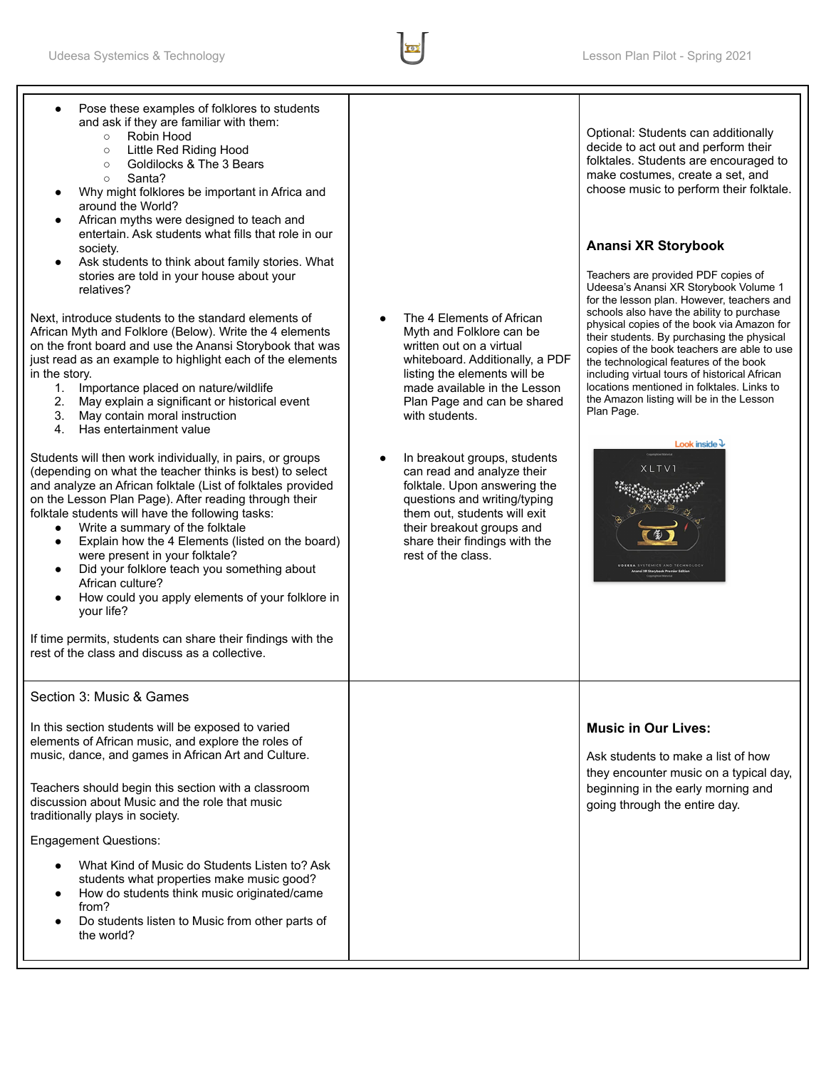| | | |
|---|---|---|
| • Pose these examples of folklores to students and ask if they are familiar with them:<br>  ○ Robin Hood<br>  ○ Little Red Riding Hood<br>  ○ Goldilocks & The 3 Bears<br>  ○ Santa?<br>• Why might folklores be important in Africa and around the World?<br>• African myths were designed to teach and entertain. Ask students what fills that role in our society.<br>• Ask students to think about family stories. What stories are told in your house about your relatives?<br><br>Next, introduce students to the standard elements of African Myth and Folklore (Below). Write the 4 elements on the front board and use the Anansi Storybook that was just read as an example to highlight each of the elements in the story.<br>1. Importance placed on nature/wildlife<br>2. May explain a significant or historical event<br>3. May contain moral instruction<br>4. Has entertainment value<br><br>Students will then work individually, in pairs, or groups (depending on what the teacher thinks is best) to select and analyze an African folktale (List of folktales provided on the Lesson Plan Page). After reading through their folktale students will have the following tasks:<br>• Write a summary of the folktale<br>• Explain how the 4 Elements (listed on the board) were present in your folktale?<br>• Did your folklore teach you something about African culture?<br>• How could you apply elements of your folklore in your life?<br><br>If time permits, students can share their findings with the rest of the class and discuss as a collective. | • The 4 Elements of African Myth and Folklore can be written out on a virtual whiteboard. Additionally, a PDF listing the elements will be made available in the Lesson Plan Page and can be shared with students.<br><br>• In breakout groups, students can read and analyze their folktale. Upon answering the questions and writing/typing them out, students will exit their breakout groups and share their findings with the rest of the class. | Optional: Students can additionally decide to act out and perform their folktales. Students are encouraged to make costumes, create a set, and choose music to perform their folktale.<br><br>**Anansi XR Storybook**<br><br>Teachers are provided PDF copies of Udeesa's Anansi XR Storybook Volume 1 for the lesson plan. However, teachers and schools also have the ability to purchase physical copies of the book via Amazon for their students. By purchasing the physical copies of the book teachers are able to use the technological features of the book including virtual tours of historical African locations mentioned in folktales. Links to the Amazon listing will be in the Lesson Plan Page. |
| Section 3: Music & Games<br><br>In this section students will be exposed to varied elements of African music, and explore the roles of music, dance, and games in African Art and Culture.<br><br>Teachers should begin this section with a classroom discussion about Music and the role that music traditionally plays in society.<br><br>Engagement Questions:<br><br>• What Kind of Music do Students Listen to? Ask students what properties make music good?<br>• How do students think music originated/came from?<br>• Do students listen to Music from other parts of the world? | | **Music in Our Lives:**<br><br>Ask students to make a list of how they encounter music on a typical day, beginning in the early morning and going through the entire day. |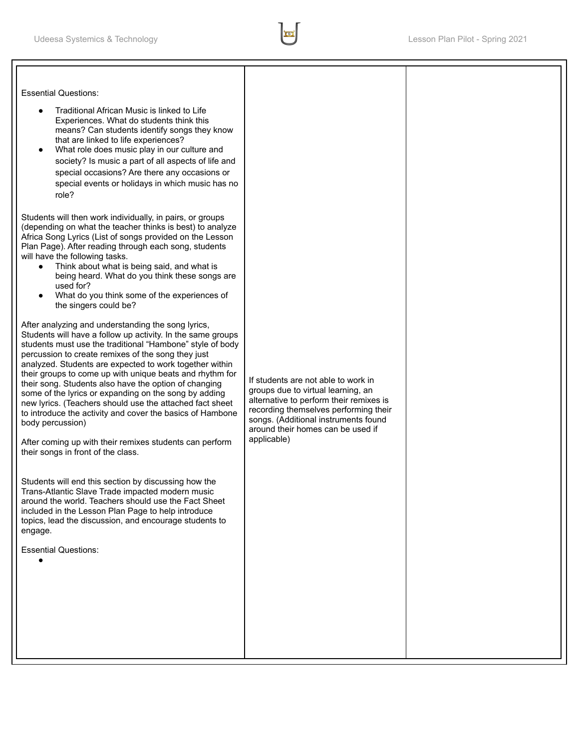| | | |
|---|---|---|
| Essential Questions:<br><ul><li>Traditional African Music is linked to Life Experiences. What do students think this means? Can students identify songs they know that are linked to life experiences?</li><li>What role does music play in our culture and society? Is music a part of all aspects of life and special occasions? Are there any occasions or special events or holidays in which music has no role?</li></ul>Students will then work individually, in pairs, or groups (depending on what the teacher thinks is best) to analyze Africa Song Lyrics (List of songs provided on the Lesson Plan Page). After reading through each song, students will have the following tasks.<ul><li>Think about what is being said, and what is being heard. What do you think these songs are used for?</li><li>What do you think some of the experiences of the singers could be?</li></ul>After analyzing and understanding the song lyrics, Students will have a follow up activity. In the same groups students must use the traditional "Hambone" style of body percussion to create remixes of the song they just analyzed. Students are expected to work together within their groups to come up with unique beats and rhythm for their song. Students also have the option of changing some of the lyrics or expanding on the song by adding new lyrics. (Teachers should use the attached fact sheet to introduce the activity and cover the basics of Hambone body percussion)<br><br>After coming up with their remixes students can perform their songs in front of the class.<br><br>Students will end this section by discussing how the Trans-Atlantic Slave Trade impacted modern music around the world. Teachers should use the Fact Sheet included in the Lesson Plan Page to help introduce topics, lead the discussion, and encourage students to engage.<br><br>Essential Questions:<ul><li></li></ul> | If students are not able to work in groups due to virtual learning, an alternative to perform their remixes is recording themselves performing their songs. (Additional instruments found around their homes can be used if applicable) | |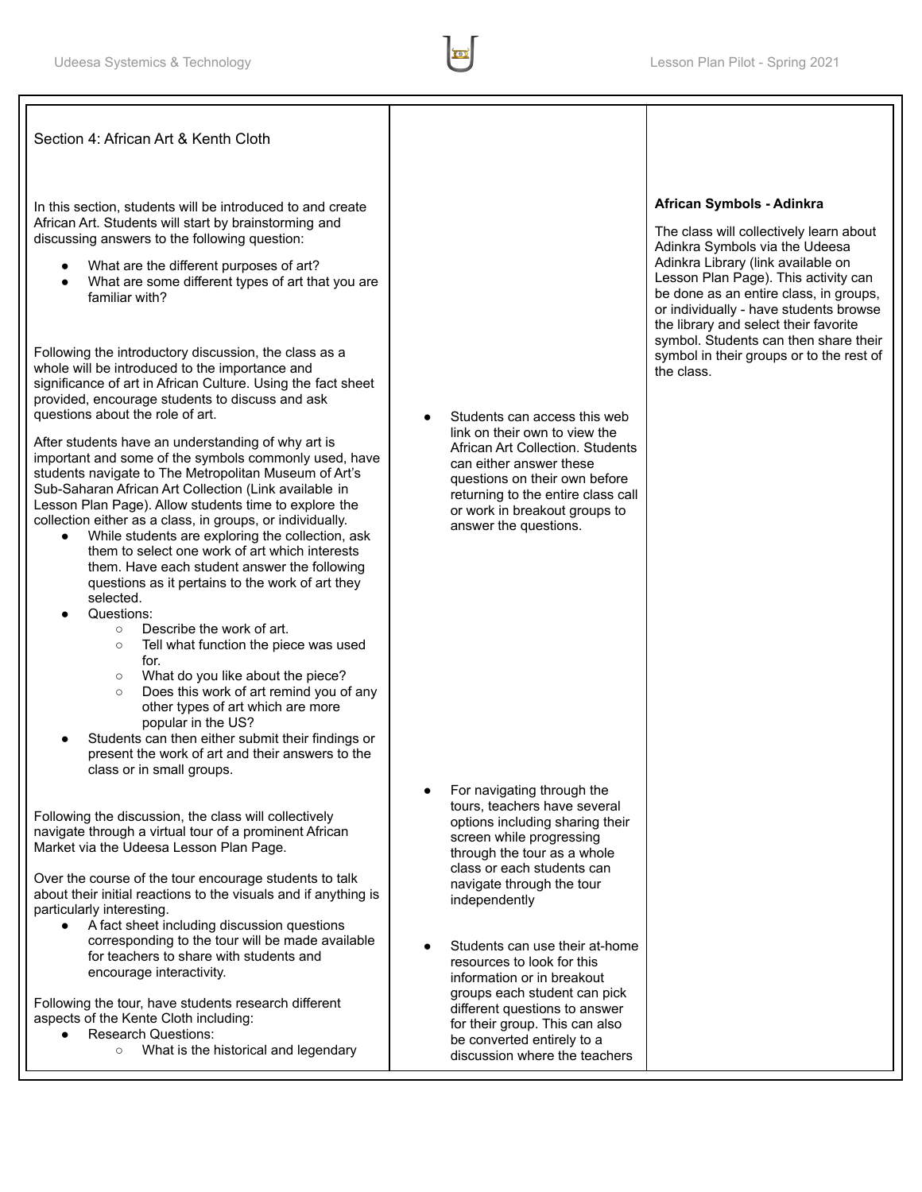| Section 4: African Art & Kenth Cloth | | |
|---|---|---|
| In this section, students will be introduced to and create African Art. Students will start by brainstorming and discussing answers to the following question:<br>• What are the different purposes of art?<br>• What are some different types of art that you are familiar with?<br><br>Following the introductory discussion, the class as a whole will be introduced to the importance and significance of art in African Culture. Using the fact sheet provided, encourage students to discuss and ask questions about the role of art.<br><br>After students have an understanding of why art is important and some of the symbols commonly used, have students navigate to The Metropolitan Museum of Art's Sub-Saharan African Art Collection (Link available in Lesson Plan Page). Allow students time to explore the collection either as a class, in groups, or individually.<br>• While students are exploring the collection, ask them to select one work of art which interests them. Have each student answer the following questions as it pertains to the work of art they selected.<br>• Questions:<br>◦ Describe the work of art.<br>◦ Tell what function the piece was used for.<br>◦ What do you like about the piece?<br>◦ Does this work of art remind you of any other types of art which are more popular in the US?<br>• Students can then either submit their findings or present the work of art and their answers to the class or in small groups.<br><br>Following the discussion, the class will collectively navigate through a virtual tour of a prominent African Market via the Udeesa Lesson Plan Page.<br><br>Over the course of the tour encourage students to talk about their initial reactions to the visuals and if anything is particularly interesting.<br>• A fact sheet including discussion questions corresponding to the tour will be made available for teachers to share with students and encourage interactivity.<br><br>Following the tour, have students research different aspects of the Kente Cloth including:<br>• Research Questions:<br>◦ What is the historical and legendary | • Students can access this web link on their own to view the African Art Collection. Students can either answer these questions on their own before returning to the entire class call or work in breakout groups to answer the questions.<br><br>• For navigating through the tours, teachers have several options including sharing their screen while progressing through the tour as a whole class or each students can navigate through the tour independently<br><br>• Students can use their at-home resources to look for this information or in breakout groups each student can pick different questions to answer for their group. This can also be converted entirely to a discussion where the teachers | **African Symbols - Adinkra**<br><br>The class will collectively learn about Adinkra Symbols via the Udeesa Adinkra Library (link available on Lesson Plan Page). This activity can be done as an entire class, in groups, or individually - have students browse the library and select their favorite symbol. Students can then share their symbol in their groups or to the rest of the class. |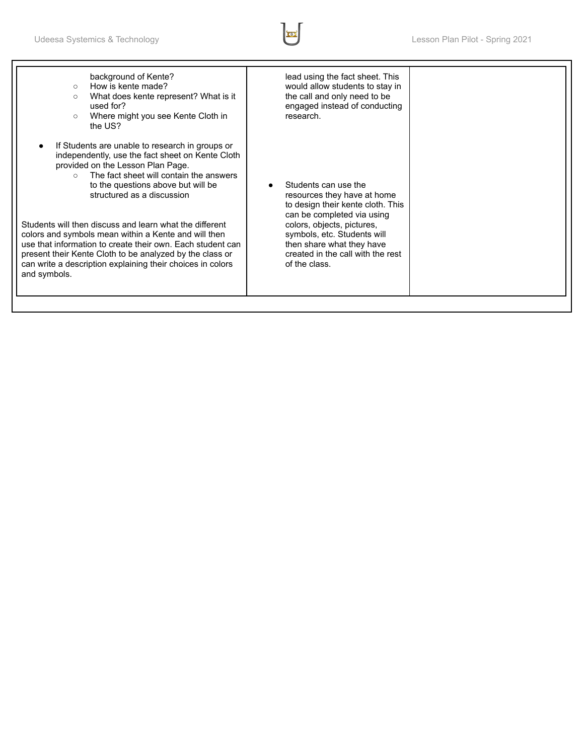| | | |
|---|---|---|
| background of Kente?<br>○ How is kente made?<br>○ What does kente represent? What is it used for?<br>○ Where might you see Kente Cloth in the US?<br><br>● If Students are unable to research in groups or independently, use the fact sheet on Kente Cloth provided on the Lesson Plan Page.<br>○ The fact sheet will contain the answers to the questions above but will be structured as a discussion<br><br>Students will then discuss and learn what the different colors and symbols mean within a Kente and will then use that information to create their own. Each student can present their Kente Cloth to be analyzed by the class or can write a description explaining their choices in colors and symbols. | lead using the fact sheet. This would allow students to stay in the call and only need to be engaged instead of conducting research.<br><br>● Students can use the resources they have at home to design their kente cloth. This can be completed via using colors, objects, pictures, symbols, etc. Students will then share what they have created in the call with the rest of the class. | |